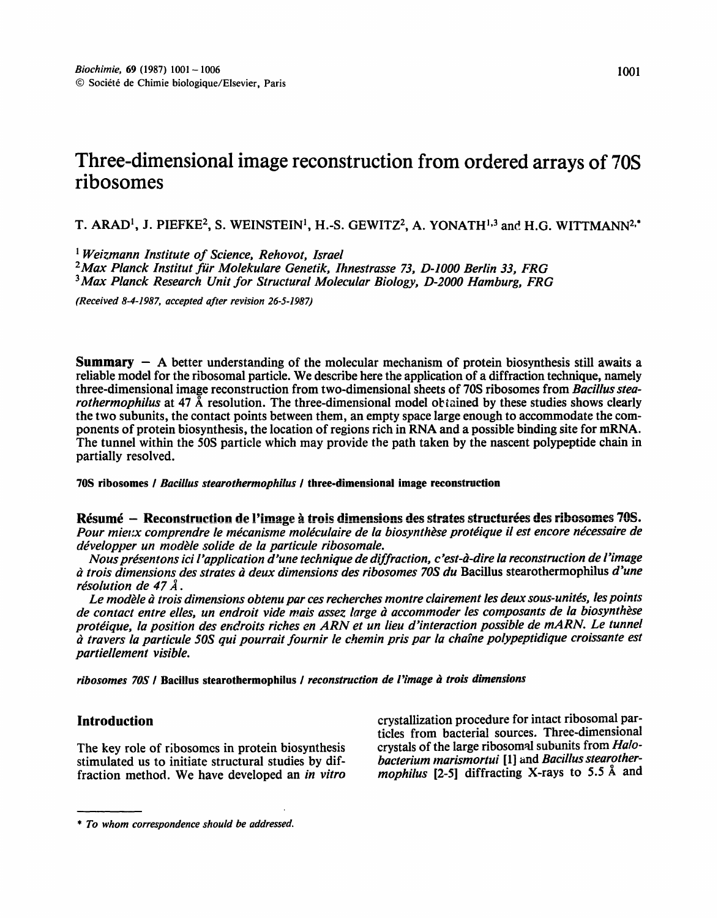# Three-dimensional image reconstruction from ordered arrays of 70S ribosomes

T. ARAD[1], J. PIEFKE[2], S. WEINSTEIN[1], H.-S. GEWITZ[2], A. YONATH[1,3] and H.G. WITTMANN[2,*]

[1] *Weizmann Institute of Science, Rehovot, Israel*
[2] *Max Planck Institut für Molekulare Genetik, Ihnestrasse 73, D-1000 Berlin 33, FRG*
[3] *Max Planck Research Unit for Structural Molecular Biology, D-2000 Hamburg, FRG*

*(Received 8-4-1987, accepted after revision 26-5-1987)*

**Summary** — A better understanding of the molecular mechanism of protein biosynthesis still awaits a reliable model for the ribosomal particle. We describe here the application of a diffraction technique, namely three-dimensional image reconstruction from two-dimensional sheets of 70S ribosomes from *Bacillus stearothermophilus* at 47 Å resolution. The three-dimensional model obtained by these studies shows clearly the two subunits, the contact points between them, an empty space large enough to accommodate the components of protein biosynthesis, the location of regions rich in RNA and a possible binding site for mRNA. The tunnel within the 50S particle which may provide the path taken by the nascent polypeptide chain in partially resolved.

**70S ribosomes / *Bacillus stearothermophilus* / three-dimensional image reconstruction**

**Résumé — Reconstruction de l'image à trois dimensions des strates structurées des ribosomes 70S.** *Pour mieux comprendre le mécanisme moléculaire de la biosynthèse protéique il est encore nécessaire de développer un modèle solide de la particule ribosomale.*

*Nous présentons ici l'application d'une technique de diffraction, c'est-à-dire la reconstruction de l'image à trois dimensions des strates à deux dimensions des ribosomes 70S du* Bacillus stearothermophilus *d'une résolution de 47 Å.*

*Le modèle à trois dimensions obtenu par ces recherches montre clairement les deux sous-unités, les points de contact entre elles, un endroit vide mais assez large à accommoder les composants de la biosynthèse protéique, la position des endroits riches en ARN et un lieu d'interaction possible de mARN. Le tunnel à travers la particule 50S qui pourrait fournir le chemin pris par la chaîne polypeptidique croissante est partiellement visible.*

*ribosomes 70S* / **Bacillus stearothermophilus** / *reconstruction de l'image à trois dimensions*

## Introduction

The key role of ribosomes in protein biosynthesis stimulated us to initiate structural studies by diffraction method. We have developed an *in vitro* crystallization procedure for intact ribosomal particles from bacterial sources. Three-dimensional crystals of the large ribosomal subunits from *Halobacterium marismortui* [1] and *Bacillus stearothermophilus* [2-5] diffracting X-rays to 5.5 Å and

\* *To whom correspondence should be addressed.*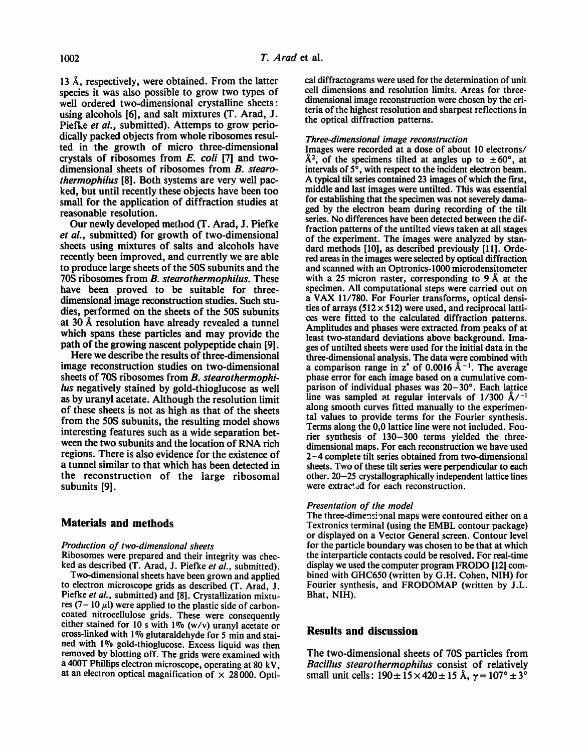13 Å, respectively, were obtained. From the latter species it was also possible to grow two types of well ordered two-dimensional crystalline sheets: using alcohols [6], and salt mixtures (T. Arad, J. Piefke *et al.*, submitted). Attemps to grow periodically packed objects from whole ribosomes resulted in the growth of micro three-dimensional crystals of ribosomes from *E. coli* [7] and two-dimensional sheets of ribosomes from *B. stearothermophilus* [8]. Both systems are very well packed, but until recently these objects have been too small for the application of diffraction studies at reasonable resolution.

Our newly developed method (T. Arad, J. Piefke *et al.*, submitted) for growth of two-dimensional sheets using mixtures of salts and alcohols have recently been improved, and currently we are able to produce large sheets of the 50S subunits and the 70S ribosomes from *B. stearothermophilus*. These have been proved to be suitable for three-dimensional image reconstruction studies. Such studies, performed on the sheets of the 50S subunits at 30 Å resolution have already revealed a tunnel which spans these particles and may provide the path of the growing nascent polypeptide chain [9].

Here we describe the results of three-dimensional image reconstruction studies on two-dimensional sheets of 70S ribosomes from *B. stearothermophilus* negatively stained by gold-thioglucose as well as by uranyl acetate. Although the resolution limit of these sheets is not as high as that of the sheets from the 50S subunits, the resulting model shows interesting features such as a wide separation between the two subunits and the location of RNA rich regions. There is also evidence for the existence of a tunnel similar to that which has been detected in the reconstruction of the large ribosomal subunits [9].

## Materials and methods

### *Production of two-dimensional sheets*

Ribosomes were prepared and their integrity was checked as described (T. Arad, J. Piefke *et al.*, submitted).

Two-dimensional sheets have been grown and applied to electron microscope grids as described (T. Arad, J. Piefke *et al.*, submitted) and [8]. Crystallization mixtures (7–10 μl) were applied to the plastic side of carbon-coated nitrocellulose grids. These were consequently either stained for 10 s with 1% (w/v) uranyl acetate or cross-linked with 1% glutaraldehyde for 5 min and stained with 1% gold-thioglucose. Excess liquid was then removed by blotting off. The grids were examined with a 400T Phillips electron microscope, operating at 80 kV, at an electron optical magnification of × 28000. Optical diffractograms were used for the determination of unit cell dimensions and resolution limits. Areas for three-dimensional image reconstruction were chosen by the criteria of the highest resolution and sharpest reflections in the optical diffraction patterns.

### *Three-dimensional image reconstruction*

Images were recorded at a dose of about 10 electrons/Å$^2$, of the specimens tilted at angles up to ±60°, at intervals of 5°, with respect to the incident electron beam. A typical tilt series contained 23 images of which the first, middle and last images were untilted. This was essential for establishing that the specimen was not severely damaged by the electron beam during recording of the tilt series. No differences have been detected between the diffraction patterns of the untilted views taken at all stages of the experiment. The images were analyzed by standard methods [10], as described previously [11]. Ordered areas in the images were selected by optical diffraction and scanned with an Optronics-1000 microdensitometer with a 25 micron raster, corresponding to 9 Å at the specimen. All computational steps were carried out on a VAX 11/780. For Fourier transforms, optical densities of arrays (512 × 512) were used, and reciprocal lattices were fitted to the calculated diffraction patterns. Amplitudes and phases were extracted from peaks of at least two-standard deviations above background. Images of untilted sheets were used for the initial data in the three-dimensional analysis. The data were combined with a comparison range in $z^*$ of 0.0016 Å$^{-1}$. The average phase error for each image based on a cumulative comparison of individual phases was 20–30°. Each lattice line was sampled at regular intervals of 1/300 Å/$^{-1}$ along smooth curves fitted manually to the experimental values to provide terms for the Fourier synthesis. Terms along the 0,0 lattice line were not included. Fourier synthesis of 130–300 terms yielded the three-dimensional maps. For each reconstruction we have used 2–4 complete tilt series obtained from two-dimensional sheets. Two of these tilt series were perpendicular to each other. 20–25 crystallographically independent lattice lines were extracted for each reconstruction.

### *Presentation of the model*

The three-dimensional maps were contoured either on a Textronics terminal (using the EMBL contour package) or displayed on a Vector General screen. Contour level for the particle boundary was chosen to be that at which the interparticle contacts could be resolved. For real-time display we used the computer program FRODO [12] combined with GHC650 (written by G.H. Cohen, NIH) for Fourier synthesis, and FRODOMAP (written by J.L. Bhat, NIH).

## Results and discussion

The two-dimensional sheets of 70S particles from *Bacillus stearothermophilus* consist of relatively small unit cells: 190 ± 15 × 420 ± 15 Å, $\gamma = 107° \pm 3°$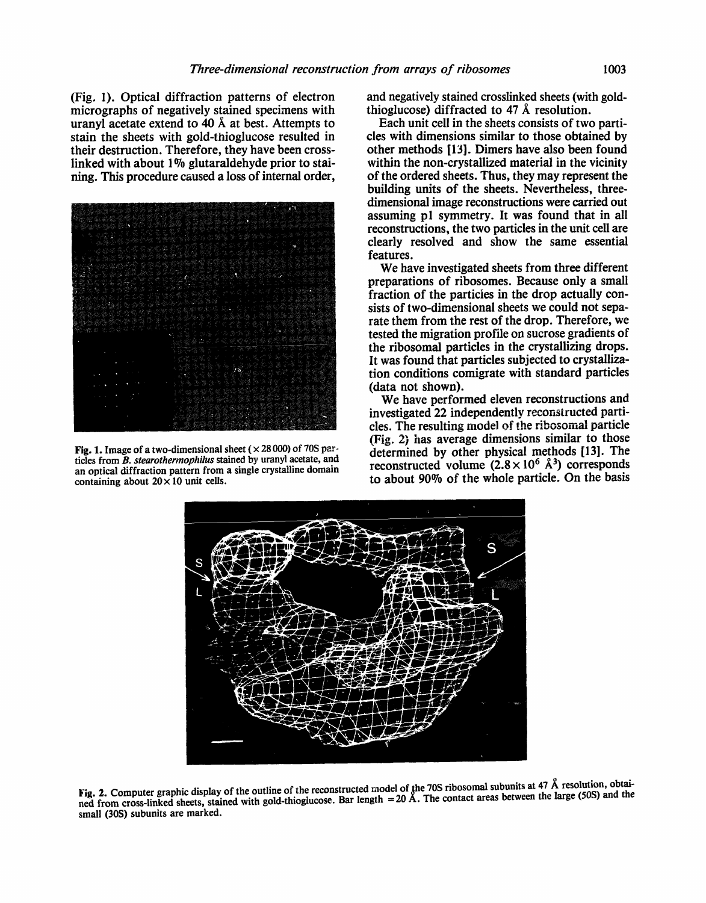(Fig. 1). Optical diffraction patterns of electron micrographs of negatively stained specimens with uranyl acetate extend to 40 Å at best. Attempts to stain the sheets with gold-thioglucose resulted in their destruction. Therefore, they have been crosslinked with about 1% glutaraldehyde prior to staining. This procedure caused a loss of internal order, and negatively stained crosslinked sheets (with gold-thioglucose) diffracted to 47 Å resolution.

**Fig. 1.** Image of a two-dimensional sheet (× 28 000) of 70S particles from *B. stearothermophilus* stained by uranyl acetate, and an optical diffraction pattern from a single crystalline domain containing about 20 × 10 unit cells.

Each unit cell in the sheets consists of two particles with dimensions similar to those obtained by other methods [13]. Dimers have also been found within the non-crystallized material in the vicinity of the ordered sheets. Thus, they may represent the building units of the sheets. Nevertheless, three-dimensional image reconstructions were carried out assuming p1 symmetry. It was found that in all reconstructions, the two particles in the unit cell are clearly resolved and show the same essential features.

We have investigated sheets from three different preparations of ribosomes. Because only a small fraction of the particles in the drop actually consists of two-dimensional sheets we could not separate them from the rest of the drop. Therefore, we tested the migration profile on sucrose gradients of the ribosomal particles in the crystallizing drops. It was found that particles subjected to crystallization conditions comigrate with standard particles (data not shown).

We have performed eleven reconstructions and investigated 22 independently reconstructed particles. The resulting model of the ribosomal particle (Fig. 2) has average dimensions similar to those determined by other physical methods [13]. The reconstructed volume ($2.8 \times 10^6$ Å$^3$) corresponds to about 90% of the whole particle. On the basis

**Fig. 2.** Computer graphic display of the outline of the reconstructed model of the 70S ribosomal subunits at 47 Å resolution, obtained from cross-linked sheets, stained with gold-thioglucose. Bar length = 20 Å. The contact areas between the large (50S) and the small (30S) subunits are marked.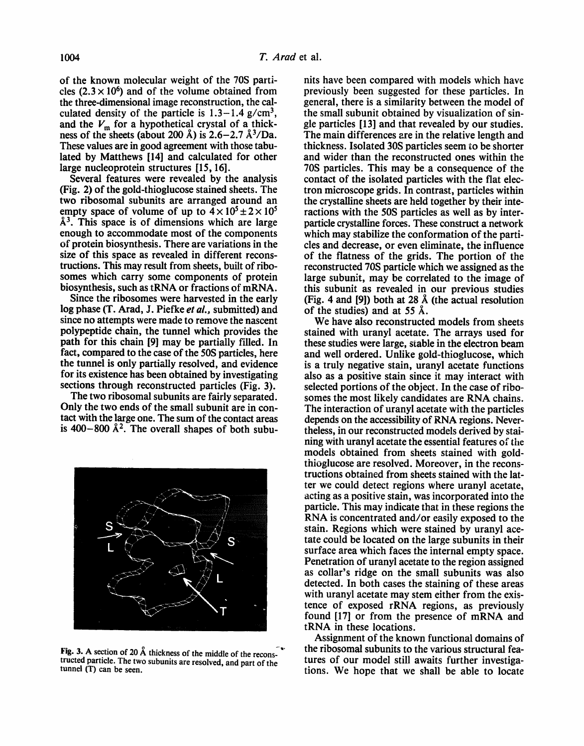of the known molecular weight of the 70S particles ($2.3 \times 10^6$) and of the volume obtained from the three-dimensional image reconstruction, the calculated density of the particle is 1.3–1.4 g/cm$^3$, and the $V_m$ for a hypothetical crystal of a thickness of the sheets (about 200 Å) is 2.6–2.7 Å$^3$/Da. These values are in good agreement with those tabulated by Matthews [14] and calculated for other large nucleoprotein structures [15, 16].

Several features were revealed by the analysis (Fig. 2) of the gold-thioglucose stained sheets. The two ribosomal subunits are arranged around an empty space of volume of up to $4 \times 10^5 \pm 2 \times 10^5$ Å$^3$. This space is of dimensions which are large enough to accommodate most of the components of protein biosynthesis. There are variations in the size of this space as revealed in different reconstructions. This may result from sheets, built of ribosomes which carry some components of protein biosynthesis, such as tRNA or fractions of mRNA.

Since the ribosomes were harvested in the early log phase (T. Arad, J. Piefke *et al.*, submitted) and since no attempts were made to remove the nascent polypeptide chain, the tunnel which provides the path for this chain [9] may be partially filled. In fact, compared to the case of the 50S particles, here the tunnel is only partially resolved, and evidence for its existence has been obtained by investigating sections through reconstructed particles (Fig. 3).

The two ribosomal subunits are fairly separated. Only the two ends of the small subunit are in contact with the large one. The sum of the contact areas is 400–800 Å$^2$. The overall shapes of both subunits have been compared with models which have previously been suggested for these particles. In general, there is a similarity between the model of the small subunit obtained by visualization of single particles [13] and that revealed by our studies. The main differences are in the relative length and thickness. Isolated 30S particles seem to be shorter and wider than the reconstructed ones within the 70S particles. This may be a consequence of the contact of the isolated particles with the flat electron microscope grids. In contrast, particles within the crystalline sheets are held together by their interactions with the 50S particles as well as by interparticle crystalline forces. These construct a network which may stabilize the conformation of the particles and decrease, or even eliminate, the influence of the flatness of the grids. The portion of the reconstructed 70S particle which we assigned as the large subunit, may be correlated to the image of this subunit as revealed in our previous studies (Fig. 4 and [9]) both at 28 Å (the actual resolution of the studies) and at 55 Å.

Fig. 3. A section of 20 Å thickness of the middle of the reconstructed particle. The two subunits are resolved, and part of the tunnel (T) can be seen.

We have also reconstructed models from sheets stained with uranyl acetate. The arrays used for these studies were large, stable in the electron beam and well ordered. Unlike gold-thioglucose, which is a truly negative stain, uranyl acetate functions also as a positive stain since it may interact with selected portions of the object. In the case of ribosomes the most likely candidates are RNA chains. The interaction of uranyl acetate with the particles depends on the accessibility of RNA regions. Nevertheless, in our reconstructed models derived by staining with uranyl acetate the essential features of the models obtained from sheets stained with gold-thioglucose are resolved. Moreover, in the reconstructions obtained from sheets stained with the latter we could detect regions where uranyl acetate, acting as a positive stain, was incorporated into the particle. This may indicate that in these regions the RNA is concentrated and/or easily exposed to the stain. Regions which were stained by uranyl acetate could be located on the large subunits in their surface area which faces the internal empty space. Penetration of uranyl acetate to the region assigned as collar's ridge on the small subunits was also detected. In both cases the staining of these areas with uranyl acetate may stem either from the existence of exposed rRNA regions, as previously found [17] or from the presence of mRNA and tRNA in these locations.

Assignment of the known functional domains of the ribosomal subunits to the various structural features of our model still awaits further investigations. We hope that we shall be able to locate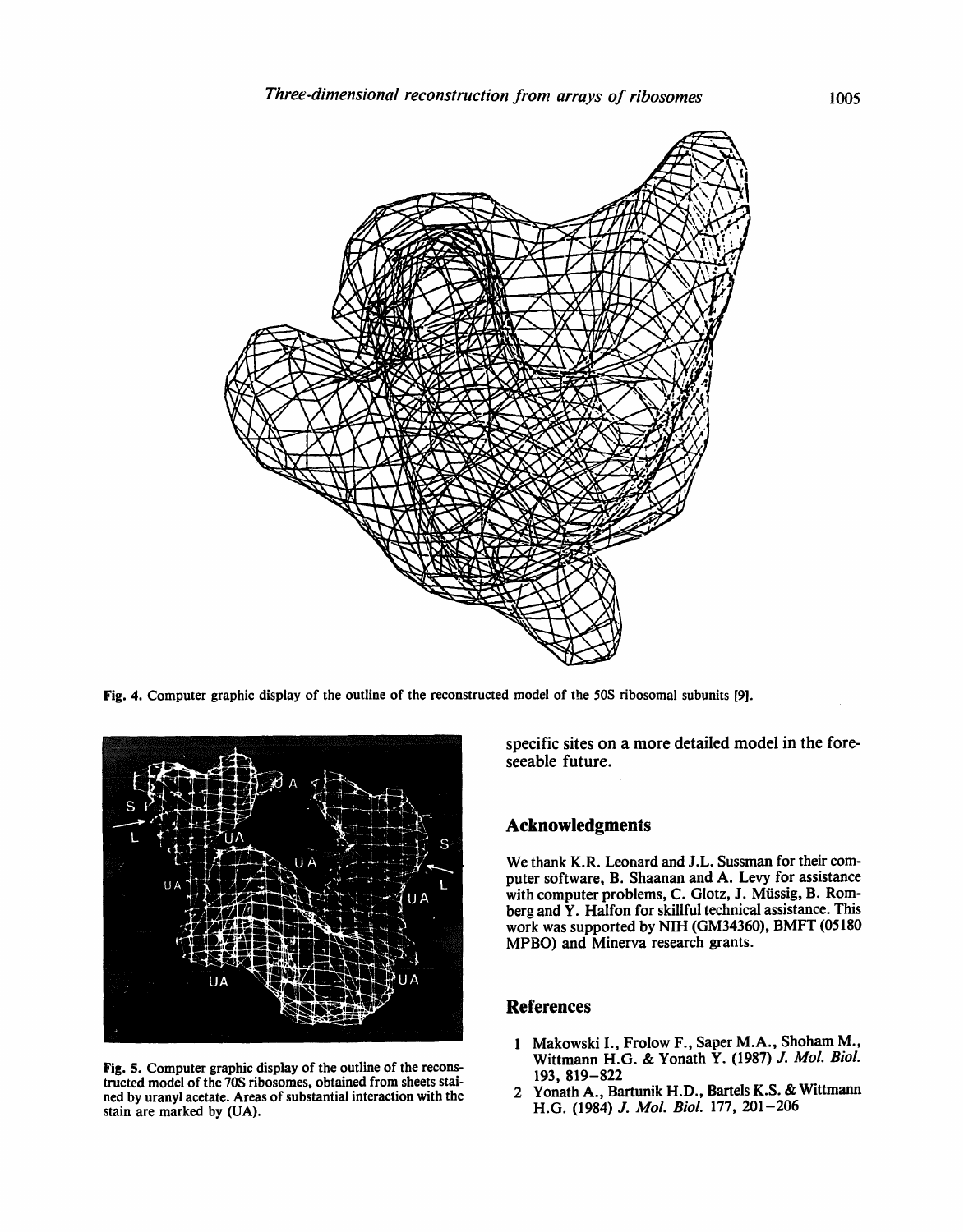Fig. 4. Computer graphic display of the outline of the reconstructed model of the 50S ribosomal subunits [9].

Fig. 5. Computer graphic display of the outline of the reconstructed model of the 70S ribosomes, obtained from sheets stained by uranyl acetate. Areas of substantial interaction with the stain are marked by (UA).

specific sites on a more detailed model in the foreseeable future.

## Acknowledgments

We thank K.R. Leonard and J.L. Sussman for their computer software, B. Shaanan and A. Levy for assistance with computer problems, C. Glotz, J. Müssig, B. Romberg and Y. Halfon for skillful technical assistance. This work was supported by NIH (GM34360), BMFT (05180 MPBO) and Minerva research grants.

## References

1 Makowski I., Frolow F., Saper M.A., Shoham M., Wittmann H.G. & Yonath Y. (1987) *J. Mol. Biol.* 193, 819–822

2 Yonath A., Bartunik H.D., Bartels K.S. & Wittmann H.G. (1984) *J. Mol. Biol.* 177, 201–206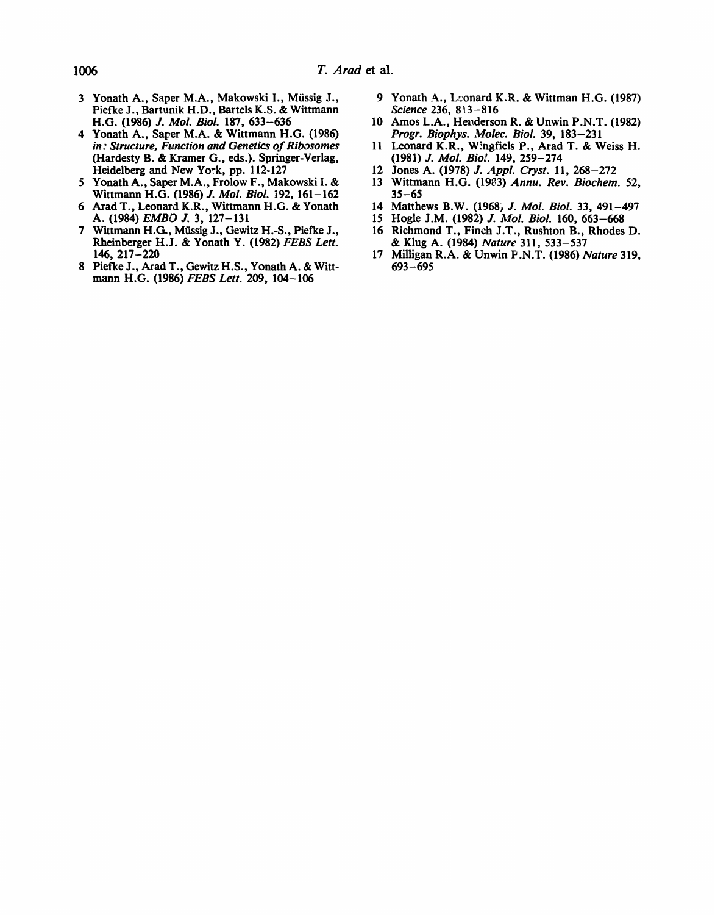3 Yonath A., Saper M.A., Makowski I., Müssig J., Piefke J., Bartunik H.D., Bartels K.S. & Wittmann H.G. (1986) *J. Mol. Biol.* 187, 633–636

4 Yonath A., Saper M.A. & Wittmann H.G. (1986) *in: Structure, Function and Genetics of Ribosomes* (Hardesty B. & Kramer G., eds.). Springer-Verlag, Heidelberg and New York, pp. 112-127

5 Yonath A., Saper M.A., Frolow F., Makowski I. & Wittmann H.G. (1986) *J. Mol. Biol.* 192, 161–162

6 Arad T., Leonard K.R., Wittmann H.G. & Yonath A. (1984) *EMBO J.* 3, 127–131

7 Wittmann H.G., Müssig J., Gewitz H.-S., Piefke J., Rheinberger H.J. & Yonath Y. (1982) *FEBS Lett.* 146, 217–220

8 Piefke J., Arad T., Gewitz H.S., Yonath A. & Wittmann H.G. (1986) *FEBS Lett.* 209, 104–106

9 Yonath A., Leonard K.R. & Wittman H.G. (1987) *Science* 236, 813–816

10 Amos L.A., Henderson R. & Unwin P.N.T. (1982) *Progr. Biophys. Molec. Biol.* 39, 183–231

11 Leonard K.R., Wingfiels P., Arad T. & Weiss H. (1981) *J. Mol. Biol.* 149, 259–274

12 Jones A. (1978) *J. Appl. Cryst.* 11, 268–272

13 Wittmann H.G. (1983) *Annu. Rev. Biochem.* 52, 35–65

14 Matthews B.W. (1968) *J. Mol. Biol.* 33, 491–497

15 Hogle J.M. (1982) *J. Mol. Biol.* 160, 663–668

16 Richmond T., Finch J.T., Rushton B., Rhodes D. & Klug A. (1984) *Nature* 311, 533–537

17 Milligan R.A. & Unwin P.N.T. (1986) *Nature* 319, 693–695